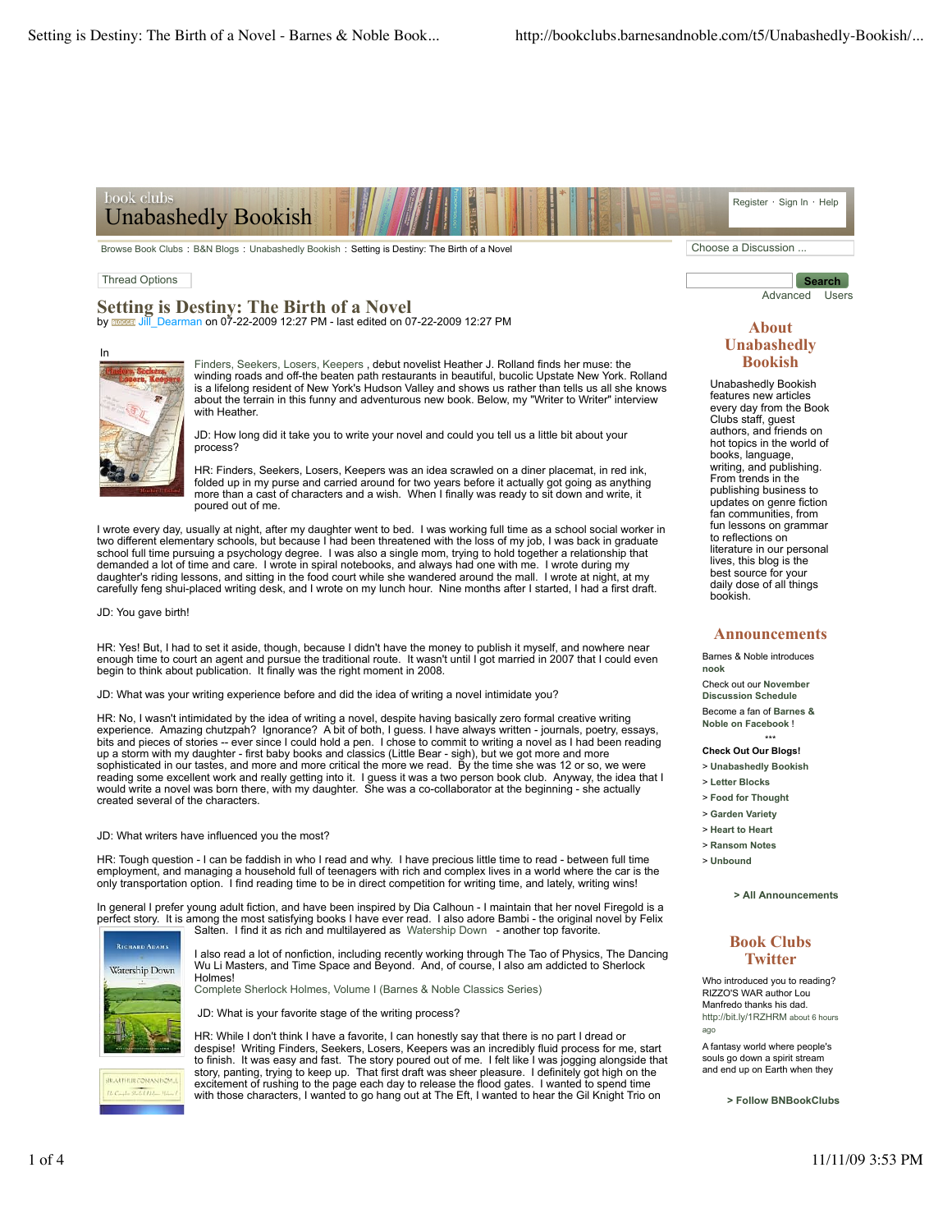# Unabashedly Bookish

Register · Sign In · Help

Browse Book Clubs : B&N Blogs : Unabashedly Bookish : Setting is Destiny: The Birth of a Novel

Choose a Discussion ...

Thread Options

Search

Advanced Users

## Setting is Destiny: The Birth of a Novel

by Jill_Dearman on 07-22-2009 12:27 PM - last edited on 07-22-2009 12:27 PM

In Finders, Seekers, Losers, Keepers , debut novelist Heather J. Rolland finds her muse: the winding roads and off-the beaten path restaurants in beautiful, bucolic Upstate New York. Rolland is a lifelong resident of New York's Hudson Valley and shows us rather than tells us all she knows about the terrain in this funny and adventurous new book. Below, my "Writer to Writer" interview with Heather.

JD: How long did it take you to write your novel and could you tell us a little bit about your process?

HR: Finders, Seekers, Losers, Keepers was an idea scrawled on a diner placemat, in red ink, folded up in my purse and carried around for two years before it actually got going as anything more than a cast of characters and a wish. When I finally was ready to sit down and write, it poured out of me.

I wrote every day, usually at night, after my daughter went to bed. I was working full time as a school social worker in two different elementary schools, but because I had been threatened with the loss of my job, I was back in graduate school full time pursuing a psychology degree. I was also a single mom, trying to hold together a relationship that demanded a lot of time and care. I wrote in spiral notebooks, and always had one with me. I wrote during my daughter's riding lessons, and sitting in the food court while she wandered around the mall. I wrote at night, at my carefully feng shui-placed writing desk, and I wrote on my lunch hour. Nine months after I started, I had a first draft.

JD: You gave birth!

HR: Yes! But, I had to set it aside, though, because I didn't have the money to publish it myself, and nowhere near enough time to court an agent and pursue the traditional route. It wasn't until I got married in 2007 that I could even begin to think about publication. It finally was the right moment in 2008.

JD: What was your writing experience before and did the idea of writing a novel intimidate you?

HR: No, I wasn't intimidated by the idea of writing a novel, despite having basically zero formal creative writing experience. Amazing chutzpah? Ignorance? A bit of both, I guess. I have always written - journals, poetry, essays, bits and pieces of stories -- ever since I could hold a pen. I chose to commit to writing a novel as I had been reading up a storm with my daughter - first baby books and classics (Little Bear - sigh), but we got more and more sophisticated in our tastes, and more and more critical the more we read. By the time she was 12 or so, we were reading some excellent work and really getting into it. I guess it was a two person book club. Anyway, the idea that I would write a novel was born there, with my daughter. She was a co-collaborator at the beginning - she actually created several of the characters.

JD: What writers have influenced you the most?

HR: Tough question - I can be faddish in who I read and why. I have precious little time to read - between full time employment, and managing a household full of teenagers with rich and complex lives in a world where the car is the only transportation option. I find reading time to be in direct competition for writing time, and lately, writing wins!

In general I prefer young adult fiction, and have been inspired by Dia Calhoun - I maintain that her novel Firegold is a perfect story. It is among the most satisfying books I have ever read. I also adore Bambi - the original novel by Felix Salten. I find it as rich and multilayered as Watership Down - another top favorite.

I also read a lot of nonfiction, including recently working through The Tao of Physics, The Dancing Wu Li Masters, and Time Space and Beyond. And, of course, I also am addicted to Sherlock Holmes!
Complete Sherlock Holmes, Volume I (Barnes & Noble Classics Series)

JD: What is your favorite stage of the writing process?

HR: While I don't think I have a favorite, I can honestly say that there is no part I dread or despise! Writing Finders, Seekers, Losers, Keepers was an incredibly fluid process for me, start to finish. It was easy and fast. The story poured out of me. I felt like I was jogging alongside that story, panting, trying to keep up. That first draft was sheer pleasure. I definitely got high on the excitement of rushing to the page each day to release the flood gates. I wanted to spend time with those characters, I wanted to go hang out at The Eft, I wanted to hear the Gil Knight Trio on

## About Unabashedly Bookish

Unabashedly Bookish features new articles every day from the Book Clubs staff, guest authors, and friends on hot topics in the world of books, language, writing, and publishing. From trends in the publishing business to updates on genre fiction fan communities, from fun lessons on grammar to reflections on literature in our personal lives, this blog is the best source for your daily dose of all things bookish.

## Announcements

Barnes & Noble introduces **nook**

Check out our **November Discussion Schedule**

Become a fan of **Barnes & Noble on Facebook !**

\*\*\*

**Check Out Our Blogs!**

- **Unabashedly Bookish**
- **Letter Blocks**
- **Food for Thought**
- **Garden Variety**
- **Heart to Heart**
- **Ransom Notes**
- **Unbound**

**> All Announcements**

## Book Clubs Twitter

Who introduced you to reading? RIZZO'S WAR author Lou Manfredo thanks his dad. http://bit.ly/1RZHRM about 6 hours ago

A fantasy world where people's souls go down a spirit stream and end up on Earth when they

**> Follow BNBookClubs**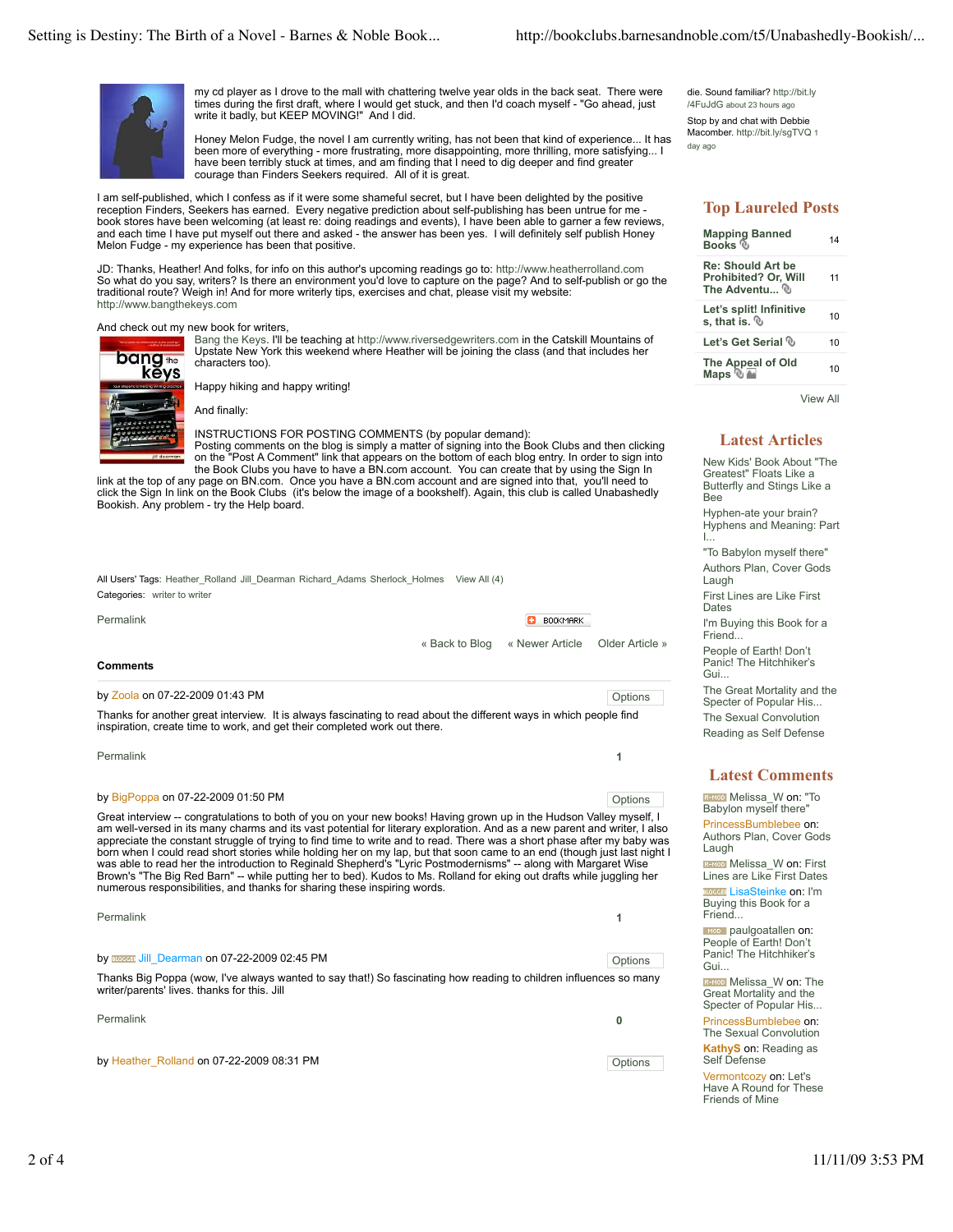my cd player as I drove to the mall with chattering twelve year olds in the back seat. There were times during the first draft, where I would get stuck, and then I'd coach myself - "Go ahead, just write it badly, but KEEP MOVING!" And I did.

Honey Melon Fudge, the novel I am currently writing, has not been that kind of experience... It has been more of everything - more frustrating, more disappointing, more thrilling, more satisfying... I have been terribly stuck at times, and am finding that I need to dig deeper and find greater courage than Finders Seekers required. All of it is great.

I am self-published, which I confess as if it were some shameful secret, but I have been delighted by the positive reception Finders, Seekers has earned. Every negative prediction about self-publishing has been untrue for me - book stores have been welcoming (at least re: doing readings and events), I have been able to garner a few reviews, and each time I have put myself out there and asked - the answer has been yes. I will definitely self publish Honey Melon Fudge - my experience has been that positive.

JD: Thanks, Heather! And folks, for info on this author's upcoming readings go to: http://www.heatherrolland.com
So what do you say, writers? Is there an environment you'd love to capture on the page? And to self-publish or go the traditional route? Weigh in! And for more writerly tips, exercises and chat, please visit my website:
http://www.bangthekeys.com

And check out my new book for writers,
Bang the Keys. I'll be teaching at http://www.riversedgewriters.com in the Catskill Mountains of Upstate New York this weekend where Heather will be joining the class (and that includes her characters too).

Happy hiking and happy writing!

And finally:

INSTRUCTIONS FOR POSTING COMMENTS (by popular demand):
Posting comments on the blog is simply a matter of signing into the Book Clubs and then clicking on the "Post A Comment" link that appears on the bottom of each blog entry. In order to sign into the Book Clubs you have to have a BN.com account. You can create that by using the Sign In link at the top of any page on BN.com. Once you have a BN.com account and are signed into that, you'll need to click the Sign In link on the Book Clubs (it's below the image of a bookshelf). Again, this club is called Unabashedly Bookish. Any problem - try the Help board.

All Users' Tags: Heather_Rolland Jill_Dearman Richard_Adams Sherlock_Holmes View All (4)
Categories: writer to writer

Permalink

« Back to Blog « Newer Article Older Article »

**Comments**

by Zoola on 07-22-2009 01:43 PM

Thanks for another great interview. It is always fascinating to read about the different ways in which people find inspiration, create time to work, and get their completed work out there.

Permalink 1

by BigPoppa on 07-22-2009 01:50 PM

Great interview -- congratulations to both of you on your new books! Having grown up in the Hudson Valley myself, I am well-versed in its many charms and its vast potential for literary exploration. And as a new parent and writer, I also appreciate the constant struggle of trying to find time to write and to read. There was a short phase after my baby was born when I could read short stories while holding her on my lap, but that soon came to an end (though just last night I was able to read her the introduction to Reginald Shepherd's "Lyric Postmodernisms" -- along with Margaret Wise Brown's "The Big Red Barn" -- while putting her to bed). Kudos to Ms. Rolland for eking out drafts while juggling her numerous responsibilities, and thanks for sharing these inspiring words.

Permalink 1

by Jill_Dearman on 07-22-2009 02:45 PM

Thanks Big Poppa (wow, I've always wanted to say that!) So fascinating how reading to children influences so many writer/parents' lives. thanks for this. Jill

Permalink 0

by Heather_Rolland on 07-22-2009 08:31 PM

---

die. Sound familiar? http://bit.ly/4FuJdG about 23 hours ago

Stop by and chat with Debbie Macomber. http://bit.ly/sgTVQ 1 day ago

## Top Laureled Posts

| Post | |
|---|---|
| Mapping Banned Books | 14 |
| Re: Should Art be Prohibited? Or, Will The Adventu... | 11 |
| Let's split! Infinitive s, that is. | 10 |
| Let's Get Serial | 10 |
| The Appeal of Old Maps | 10 |

View All

## Latest Articles

- New Kids' Book About "The Greatest" Floats Like a Butterfly and Stings Like a Bee
- Hyphen-ate your brain? Hyphens and Meaning: Part I...
- "To Babylon myself there"
- Authors Plan, Cover Gods Laugh
- First Lines are Like First Dates
- I'm Buying this Book for a Friend...
- People of Earth! Don't Panic! The Hitchhiker's Gui...
- The Great Mortality and the Specter of Popular His...
- The Sexual Convolution
- Reading as Self Defense

## Latest Comments

- Melissa_W on: "To Babylon myself there"
- PrincessBumblebee on: Authors Plan, Cover Gods Laugh
- Melissa_W on: First Lines are Like First Dates
- LisaSteinke on: I'm Buying this Book for a Friend...
- paulgoatallen on: People of Earth! Don't Panic! The Hitchhiker's Gui...
- Melissa_W on: The Great Mortality and the Specter of Popular His...
- PrincessBumblebee on: The Sexual Convolution
- KathyS on: Reading as Self Defense
- Vermontcozy on: Let's Have A Round for These Friends of Mine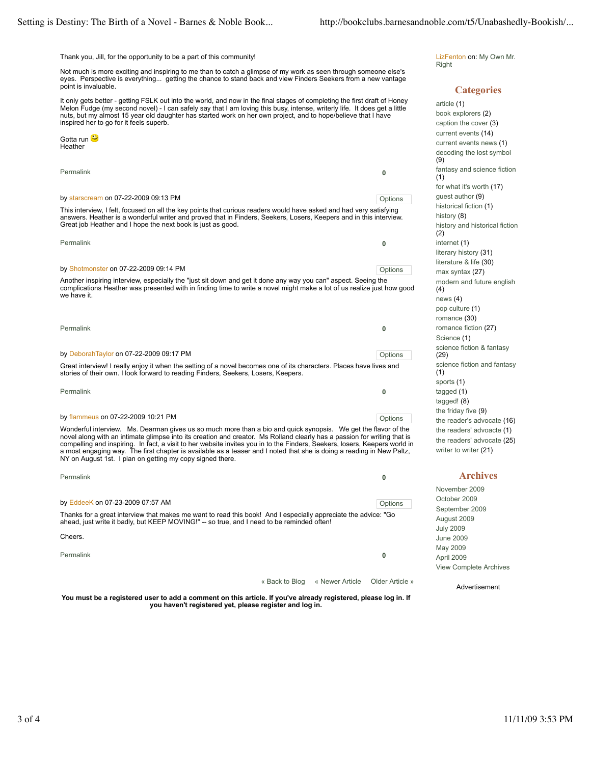Thank you, Jill, for the opportunity to be a part of this community!

Not much is more exciting and inspiring to me than to catch a glimpse of my work as seen through someone else's eyes. Perspective is everything... getting the chance to stand back and view Finders Seekers from a new vantage point is invaluable.

It only gets better - getting FSLK out into the world, and now in the final stages of completing the first draft of Honey Melon Fudge (my second novel) - I can safely say that I am loving this busy, intense, writerly life. It does get a little nuts, but my almost 15 year old daughter has started work on her own project, and to hope/believe that I have inspired her to go for it feels superb.

Gotta run 😉
Heather

Permalink 0

by starscream on 07-22-2009 09:13 PM Options

This interview, I felt, focused on all the key points that curious readers would have asked and had very satisfying answers. Heather is a wonderful writer and proved that in Finders, Seekers, Losers, Keepers and in this interview. Great job Heather and I hope the next book is just as good.

Permalink 0

by Shotmonster on 07-22-2009 09:14 PM Options

Another inspiring interview, especially the "just sit down and get it done any way you can" aspect. Seeing the complications Heather was presented with in finding time to write a novel might make a lot of us realize just how good we have it.

Permalink 0

by DeborahTaylor on 07-22-2009 09:17 PM Options

Great interview! I really enjoy it when the setting of a novel becomes one of its characters. Places have lives and stories of their own. I look forward to reading Finders, Seekers, Losers, Keepers.

Permalink 0

by flammeus on 07-22-2009 10:21 PM Options

Wonderful interview. Ms. Dearman gives us so much more than a bio and quick synopsis. We get the flavor of the novel along with an intimate glimpse into its creation and creator. Ms Rolland clearly has a passion for writing that is compelling and inspiring. In fact, a visit to her website invites you in to the Finders, Seekers, losers, Keepers world in a most engaging way. The first chapter is available as a teaser and I noted that she is doing a reading in New Paltz, NY on August 1st. I plan on getting my copy signed there.

Permalink 0

by EddeeK on 07-23-2009 07:57 AM Options

Thanks for a great interview that makes me want to read this book! And I especially appreciate the advice: "Go ahead, just write it badly, but KEEP MOVING!" -- so true, and I need to be reminded often!

Cheers.

Permalink 0

« Back to Blog « Newer Article Older Article »

**You must be a registered user to add a comment on this article. If you've already registered, please log in. If you haven't registered yet, please register and log in.**

LizFenton on: My Own Mr. Right

## Categories

- article (1)
- book explorers (2)
- caption the cover (3)
- current events (14)
- current events news (1)
- decoding the lost symbol (9)
- fantasy and science fiction (1)
- for what it's worth (17)
- guest author (9)
- historical fiction (1)
- history (8)
- history and historical fiction (2)
- internet (1)
- literary history (31)
- literature & life (30)
- max syntax (27)
- modern and future english (4)
- news (4)
- pop culture (1)
- romance (30)
- romance fiction (27)
- Science (1)
- science fiction & fantasy (29)
- science fiction and fantasy (1)
- sports (1)
- tagged (1)
- tagged! (8)
- the friday five (9)
- the reader's advocate (16)
- the readers' advocate (1)
- the readers' advocate (25)
- writer to writer (21)

## Archives

- November 2009
- October 2009
- September 2009
- August 2009
- July 2009
- June 2009
- May 2009
- April 2009
- View Complete Archives

Advertisement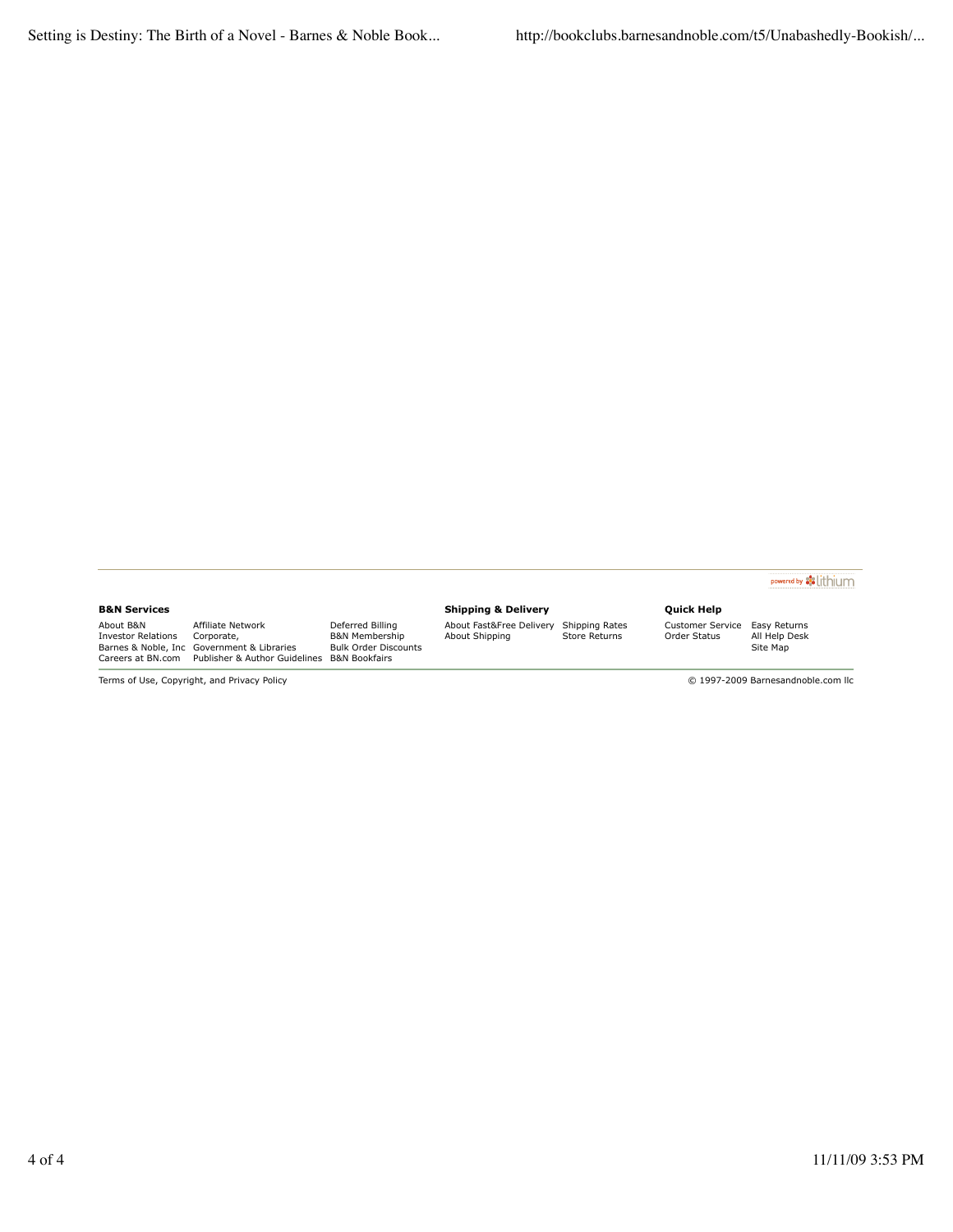powered by lithium

**B&N Services**

About B&N
Investor Relations
Barnes & Noble, Inc
Careers at BN.com

Affiliate Network
Corporate, Government & Libraries
Publisher & Author Guidelines

Deferred Billing
B&N Membership
Bulk Order Discounts
B&N Bookfairs

**Shipping & Delivery**

About Fast&Free Delivery
About Shipping

Shipping Rates
Store Returns

**Quick Help**

Customer Service
Order Status

Easy Returns
All Help Desk
Site Map

Terms of Use, Copyright, and Privacy Policy

© 1997-2009 Barnesandnoble.com llc